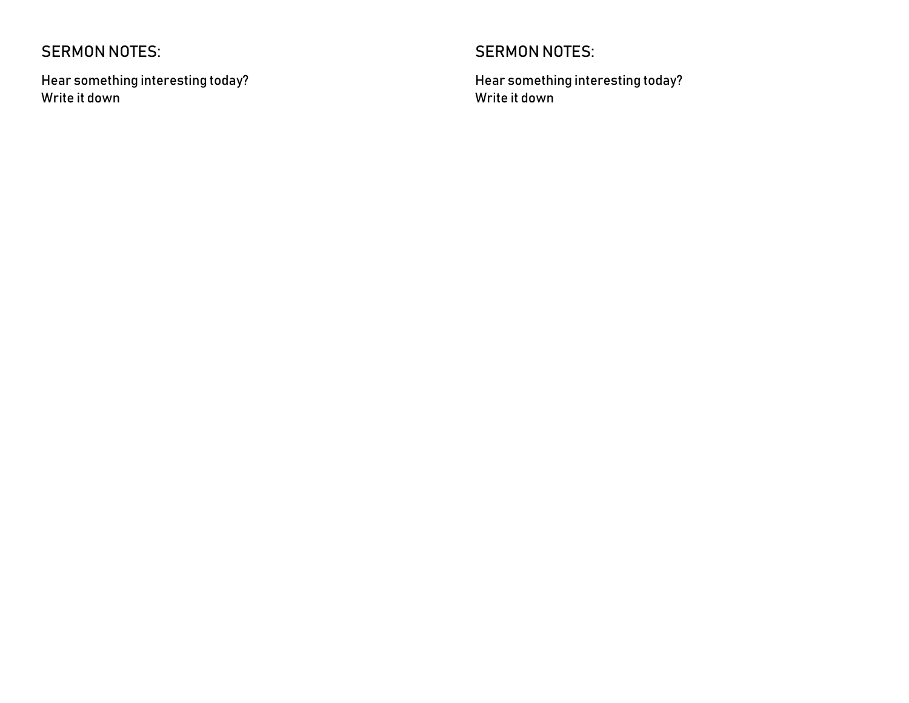## SERMON NOTES:

Hear something interesting today?
Write it down

## SERMON NOTES:

Hear something interesting today?
Write it down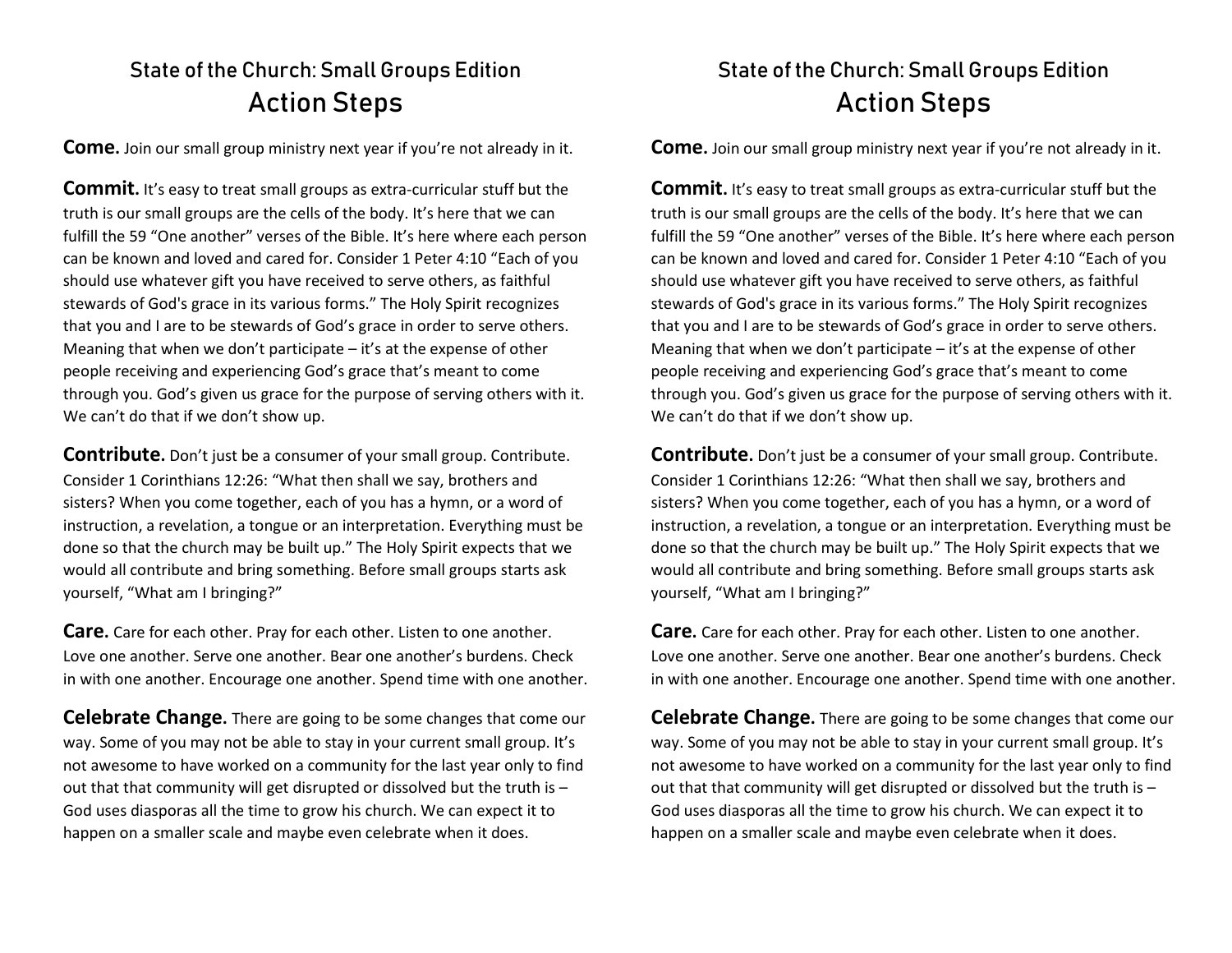## State of the Church: Small Groups Edition

# Action Steps

**Come.** Join our small group ministry next year if you're not already in it.

**Commit.** It's easy to treat small groups as extra-curricular stuff but the truth is our small groups are the cells of the body. It's here that we can fulfill the 59 "One another" verses of the Bible. It's here where each person can be known and loved and cared for. Consider 1 Peter 4:10 "Each of you should use whatever gift you have received to serve others, as faithful stewards of God's grace in its various forms." The Holy Spirit recognizes that you and I are to be stewards of God's grace in order to serve others. Meaning that when we don't participate – it's at the expense of other people receiving and experiencing God's grace that's meant to come through you. God's given us grace for the purpose of serving others with it. We can't do that if we don't show up.

**Contribute.** Don't just be a consumer of your small group. Contribute. Consider 1 Corinthians 12:26: "What then shall we say, brothers and sisters? When you come together, each of you has a hymn, or a word of instruction, a revelation, a tongue or an interpretation. Everything must be done so that the church may be built up." The Holy Spirit expects that we would all contribute and bring something. Before small groups starts ask yourself, "What am I bringing?"

**Care.** Care for each other. Pray for each other. Listen to one another. Love one another. Serve one another. Bear one another's burdens. Check in with one another. Encourage one another. Spend time with one another.

**Celebrate Change.** There are going to be some changes that come our way. Some of you may not be able to stay in your current small group. It's not awesome to have worked on a community for the last year only to find out that that community will get disrupted or dissolved but the truth is – God uses diasporas all the time to grow his church. We can expect it to happen on a smaller scale and maybe even celebrate when it does.

## State of the Church: Small Groups Edition

# Action Steps

**Come.** Join our small group ministry next year if you're not already in it.

**Commit.** It's easy to treat small groups as extra-curricular stuff but the truth is our small groups are the cells of the body. It's here that we can fulfill the 59 "One another" verses of the Bible. It's here where each person can be known and loved and cared for. Consider 1 Peter 4:10 "Each of you should use whatever gift you have received to serve others, as faithful stewards of God's grace in its various forms." The Holy Spirit recognizes that you and I are to be stewards of God's grace in order to serve others. Meaning that when we don't participate – it's at the expense of other people receiving and experiencing God's grace that's meant to come through you. God's given us grace for the purpose of serving others with it. We can't do that if we don't show up.

**Contribute.** Don't just be a consumer of your small group. Contribute. Consider 1 Corinthians 12:26: "What then shall we say, brothers and sisters? When you come together, each of you has a hymn, or a word of instruction, a revelation, a tongue or an interpretation. Everything must be done so that the church may be built up." The Holy Spirit expects that we would all contribute and bring something. Before small groups starts ask yourself, "What am I bringing?"

**Care.** Care for each other. Pray for each other. Listen to one another. Love one another. Serve one another. Bear one another's burdens. Check in with one another. Encourage one another. Spend time with one another.

**Celebrate Change.** There are going to be some changes that come our way. Some of you may not be able to stay in your current small group. It's not awesome to have worked on a community for the last year only to find out that that community will get disrupted or dissolved but the truth is – God uses diasporas all the time to grow his church. We can expect it to happen on a smaller scale and maybe even celebrate when it does.